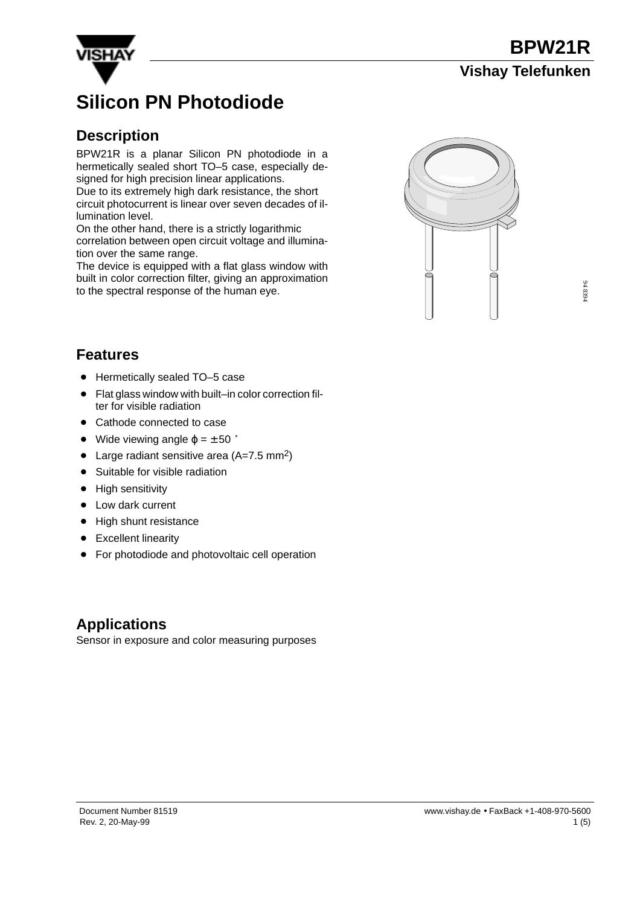# BPW21R

## Vishay Telefunken

# Silicon PN Photodiode

## Description

BPW21R is a planar Silicon PN photodiode in a hermetically sealed short TO–5 case, especially designed for high precision linear applications.
Due to its extremely high dark resistance, the short circuit photocurrent is linear over seven decades of illumination level.
On the other hand, there is a strictly logarithmic correlation between open circuit voltage and illumination over the same range.
The device is equipped with a flat glass window with built in color correction filter, giving an approximation to the spectral response of the human eye.

94 8394

## Features

- Hermetically sealed TO–5 case
- Flat glass window with built–in color correction filter for visible radiation
- Cathode connected to case
- Wide viewing angle $\varphi = \pm 50°$
- Large radiant sensitive area (A=7.5 $mm^2$)
- Suitable for visible radiation
- High sensitivity
- Low dark current
- High shunt resistance
- Excellent linearity
- For photodiode and photovoltaic cell operation

## Applications

Sensor in exposure and color measuring purposes

Document Number 81519
Rev. 2, 20-May-99

www.vishay.de • FaxBack +1-408-970-5600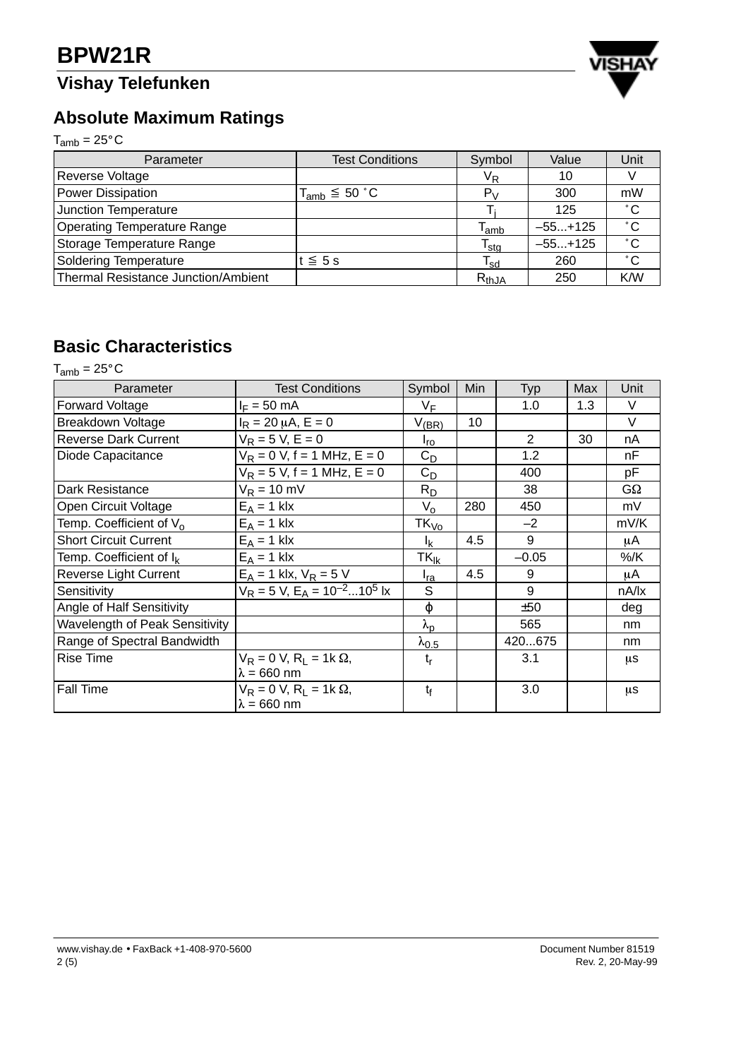## Absolute Maximum Ratings

$T_{amb}$ = 25°C

| Parameter | Test Conditions | Symbol | Value | Unit |
|---|---|---|---|---|
| Reverse Voltage | | $V_R$ | 10 | V |
| Power Dissipation | $T_{amb} \leqq 50$ °C | $P_V$ | 300 | mW |
| Junction Temperature | | $T_j$ | 125 | °C |
| Operating Temperature Range | | $T_{amb}$ | –55...+125 | °C |
| Storage Temperature Range | | $T_{stg}$ | –55...+125 | °C |
| Soldering Temperature | $t \leqq 5$ s | $T_{sd}$ | 260 | °C |
| Thermal Resistance Junction/Ambient | | $R_{thJA}$ | 250 | K/W |

## Basic Characteristics

$T_{amb}$ = 25°C

| Parameter | Test Conditions | Symbol | Min | Typ | Max | Unit |
|---|---|---|---|---|---|---|
| Forward Voltage | $I_F$ = 50 mA | $V_F$ | | 1.0 | 1.3 | V |
| Breakdown Voltage | $I_R$ = 20 μA, E = 0 | $V_{(BR)}$ | 10 | | | V |
| Reverse Dark Current | $V_R$ = 5 V, E = 0 | $I_{ro}$ | | 2 | 30 | nA |
| Diode Capacitance | $V_R$ = 0 V, f = 1 MHz, E = 0 | $C_D$ | | 1.2 | | nF |
| | $V_R$ = 5 V, f = 1 MHz, E = 0 | $C_D$ | | 400 | | pF |
| Dark Resistance | $V_R$ = 10 mV | $R_D$ | | 38 | | GΩ |
| Open Circuit Voltage | $E_A$ = 1 klx | $V_o$ | 280 | 450 | | mV |
| Temp. Coefficient of $V_o$ | $E_A$ = 1 klx | $TK_{Vo}$ | | –2 | | mV/K |
| Short Circuit Current | $E_A$ = 1 klx | $I_k$ | 4.5 | 9 | | μA |
| Temp. Coefficient of $I_k$ | $E_A$ = 1 klx | $TK_{Ik}$ | | –0.05 | | %/K |
| Reverse Light Current | $E_A$ = 1 klx, $V_R$ = 5 V | $I_{ra}$ | 4.5 | 9 | | μA |
| Sensitivity | $V_R$ = 5 V, $E_A$ = $10^{-2}$...$10^5$ lx | S | | 9 | | nA/lx |
| Angle of Half Sensitivity | | $\varphi$ | | ±50 | | deg |
| Wavelength of Peak Sensitivity | | $\lambda_p$ | | 565 | | nm |
| Range of Spectral Bandwidth | | $\lambda_{0.5}$ | | 420...675 | | nm |
| Rise Time | $V_R$ = 0 V, $R_L$ = 1k Ω, λ = 660 nm | $t_r$ | | 3.1 | | μs |
| Fall Time | $V_R$ = 0 V, $R_L$ = 1k Ω, λ = 660 nm | $t_f$ | | 3.0 | | μs |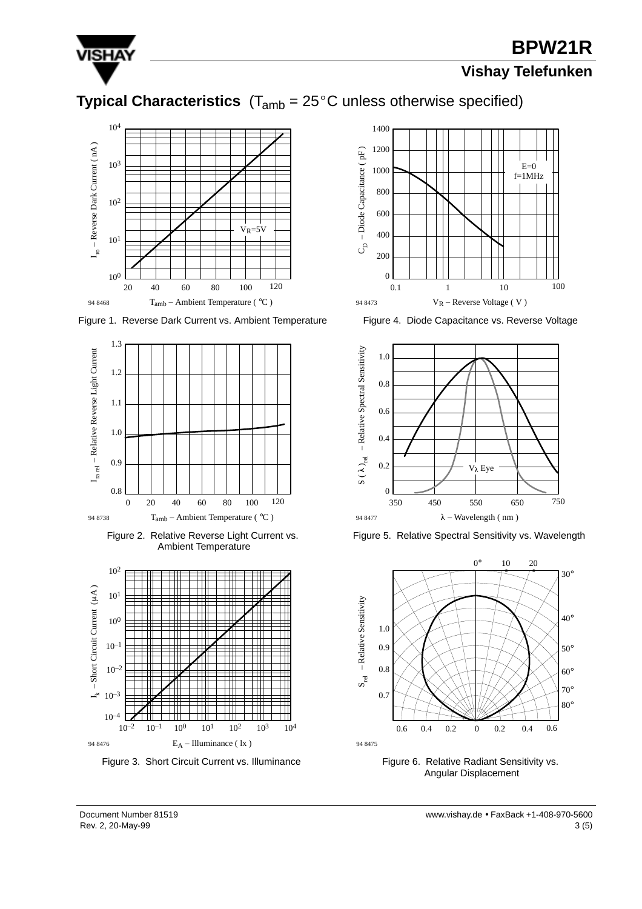## Typical Characteristics (T$_{amb}$ = 25°C unless otherwise specified)

Figure 1. Reverse Dark Current vs. Ambient Temperature

Figure 2. Relative Reverse Light Current vs. Ambient Temperature

Figure 3. Short Circuit Current vs. Illuminance

Figure 4. Diode Capacitance vs. Reverse Voltage

Figure 5. Relative Spectral Sensitivity vs. Wavelength

Figure 6. Relative Radiant Sensitivity vs. Angular Displacement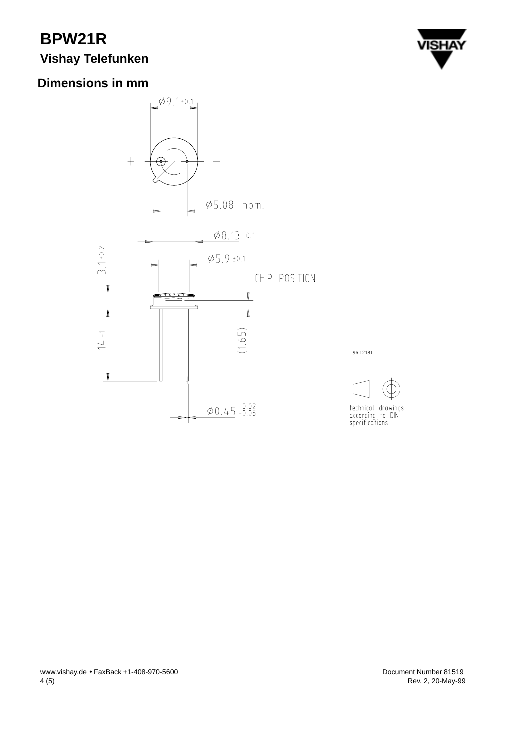## Dimensions in mm

Ø9.1 ±0.1

Ø5.08 nom.

Ø8.13 ±0.1

Ø5.9 ±0.1

CHIP POSITION

3.1 ±0.2

14 -1

(1.65)

Ø0.45 $^{+0.02}_{-0.05}$

96 12181

technical drawings according to DIN specifications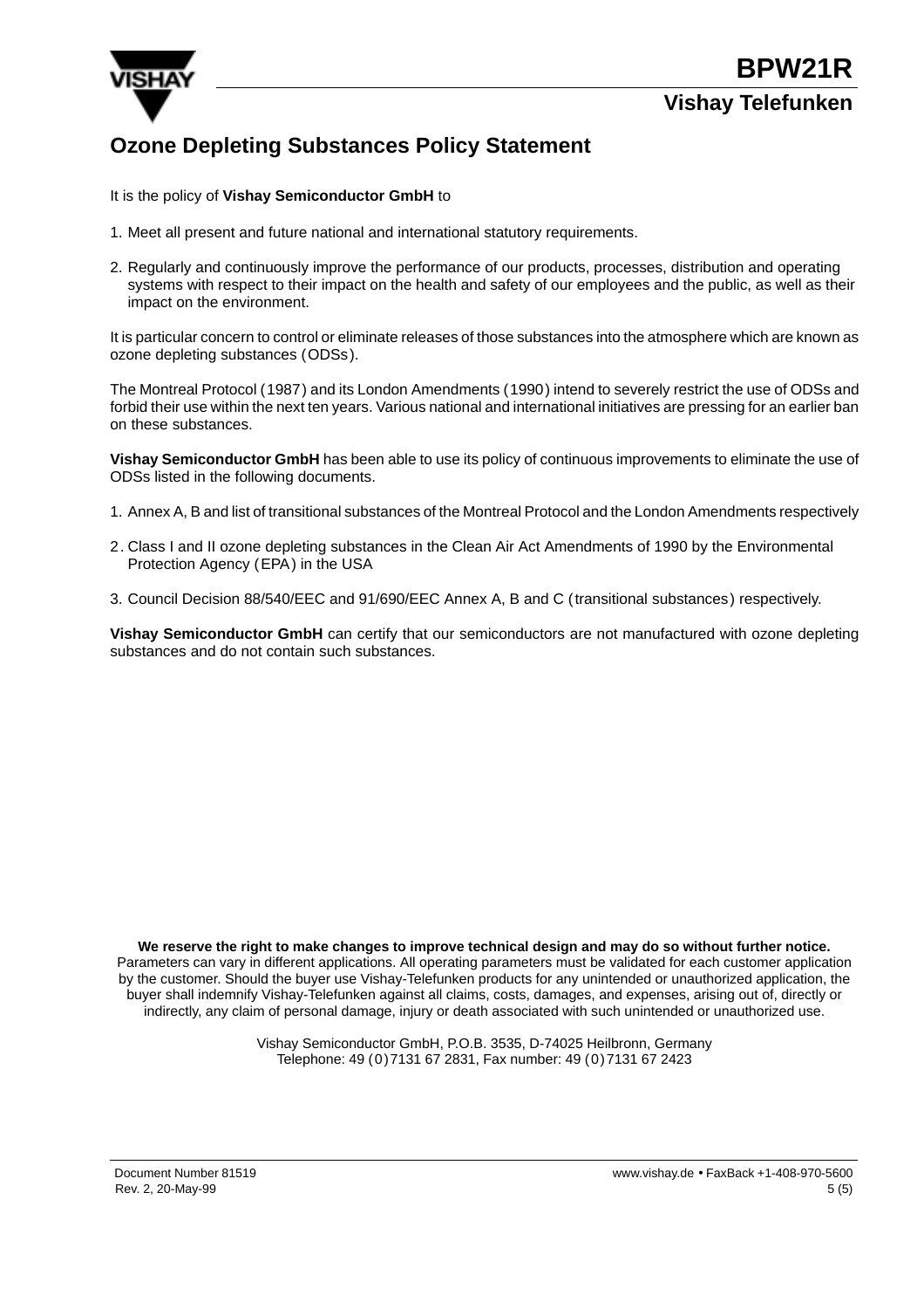## Ozone Depleting Substances Policy Statement

It is the policy of **Vishay Semiconductor GmbH** to

1. Meet all present and future national and international statutory requirements.

2. Regularly and continuously improve the performance of our products, processes, distribution and operating systems with respect to their impact on the health and safety of our employees and the public, as well as their impact on the environment.

It is particular concern to control or eliminate releases of those substances into the atmosphere which are known as ozone depleting substances (ODSs).

The Montreal Protocol (1987) and its London Amendments (1990) intend to severely restrict the use of ODSs and forbid their use within the next ten years. Various national and international initiatives are pressing for an earlier ban on these substances.

**Vishay Semiconductor GmbH** has been able to use its policy of continuous improvements to eliminate the use of ODSs listed in the following documents.

1. Annex A, B and list of transitional substances of the Montreal Protocol and the London Amendments respectively

2. Class I and II ozone depleting substances in the Clean Air Act Amendments of 1990 by the Environmental Protection Agency (EPA) in the USA

3. Council Decision 88/540/EEC and 91/690/EEC Annex A, B and C (transitional substances) respectively.

**Vishay Semiconductor GmbH** can certify that our semiconductors are not manufactured with ozone depleting substances and do not contain such substances.

**We reserve the right to make changes to improve technical design and may do so without further notice.**
Parameters can vary in different applications. All operating parameters must be validated for each customer application by the customer. Should the buyer use Vishay-Telefunken products for any unintended or unauthorized application, the buyer shall indemnify Vishay-Telefunken against all claims, costs, damages, and expenses, arising out of, directly or indirectly, any claim of personal damage, injury or death associated with such unintended or unauthorized use.

Vishay Semiconductor GmbH, P.O.B. 3535, D-74025 Heilbronn, Germany
Telephone: 49 (0)7131 67 2831, Fax number: 49 (0)7131 67 2423